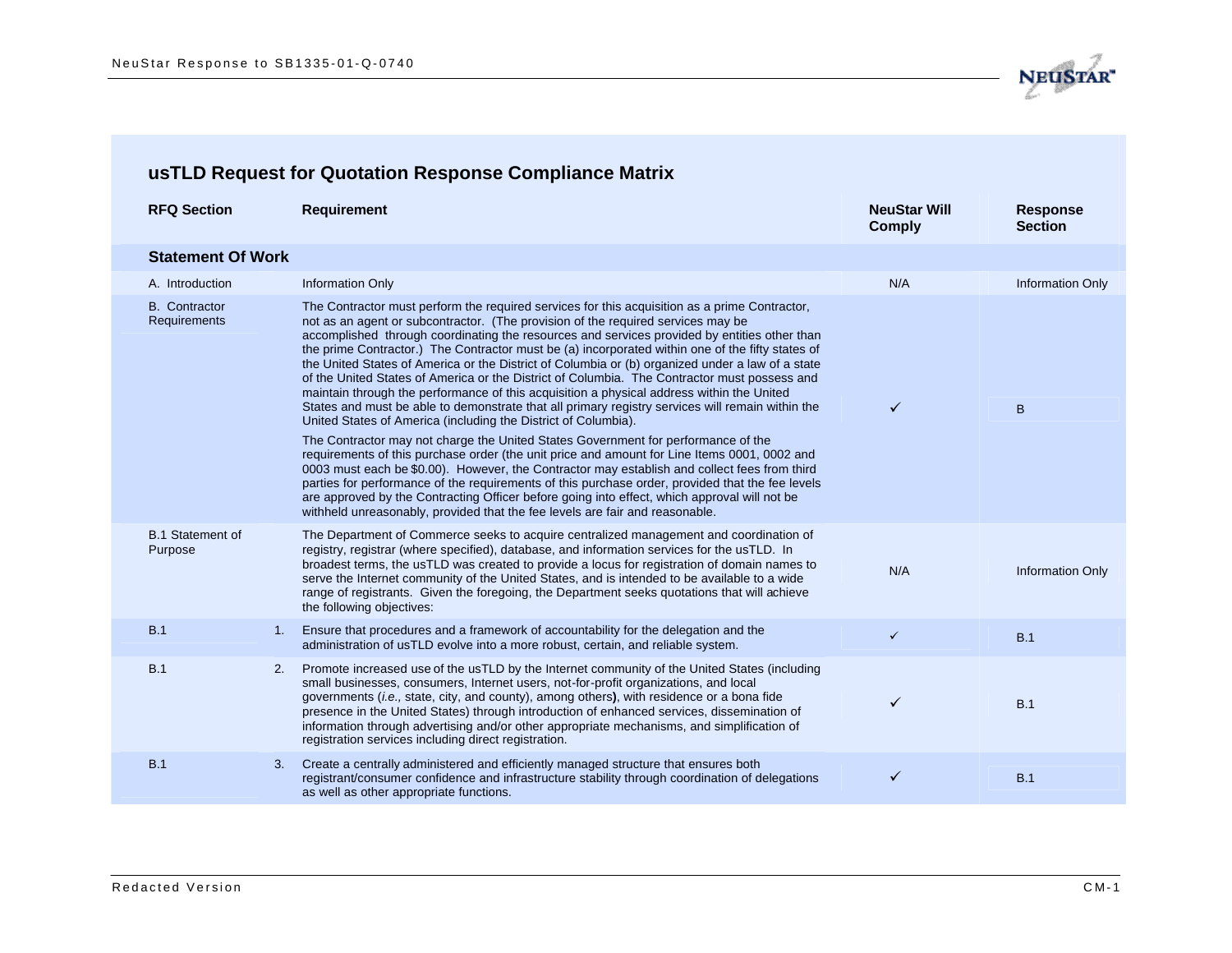## usTLD Request for Quotation Response Compliance Matrix

| RFQ Section | | Requirement | NeuStar Will Comply | Response Section |
|---|---|---|---|---|
| **Statement Of Work** | | | | |
| A. Introduction | | Information Only | N/A | Information Only |
| B. Contractor Requirements | | The Contractor must perform the required services for this acquisition as a prime Contractor, not as an agent or subcontractor. (The provision of the required services may be accomplished through coordinating the resources and services provided by entities other than the prime Contractor.) The Contractor must be (a) incorporated within one of the fifty states of the United States of America or the District of Columbia or (b) organized under a law of a state of the United States of America or the District of Columbia. The Contractor must possess and maintain through the performance of this acquisition a physical address within the United States and must be able to demonstrate that all primary registry services will remain within the United States of America (including the District of Columbia).<br><br>The Contractor may not charge the United States Government for performance of the requirements of this purchase order (the unit price and amount for Line Items 0001, 0002 and 0003 must each be $0.00). However, the Contractor may establish and collect fees from third parties for performance of the requirements of this purchase order, provided that the fee levels are approved by the Contracting Officer before going into effect, which approval will not be withheld unreasonably, provided that the fee levels are fair and reasonable. | ✓ | B |
| B.1 Statement of Purpose | | The Department of Commerce seeks to acquire centralized management and coordination of registry, registrar (where specified), database, and information services for the usTLD. In broadest terms, the usTLD was created to provide a locus for registration of domain names to serve the Internet community of the United States, and is intended to be available to a wide range of registrants. Given the foregoing, the Department seeks quotations that will achieve the following objectives: | N/A | Information Only |
| B.1 | 1. | Ensure that procedures and a framework of accountability for the delegation and the administration of usTLD evolve into a more robust, certain, and reliable system. | ✓ | B.1 |
| B.1 | 2. | Promote increased use of the usTLD by the Internet community of the United States (including small businesses, consumers, Internet users, not-for-profit organizations, and local governments (*i.e.*, state, city, and county), among others**)**, with residence or a bona fide presence in the United States) through introduction of enhanced services, dissemination of information through advertising and/or other appropriate mechanisms, and simplification of registration services including direct registration. | ✓ | B.1 |
| B.1 | 3. | Create a centrally administered and efficiently managed structure that ensures both registrant/consumer confidence and infrastructure stability through coordination of delegations as well as other appropriate functions. | ✓ | B.1 |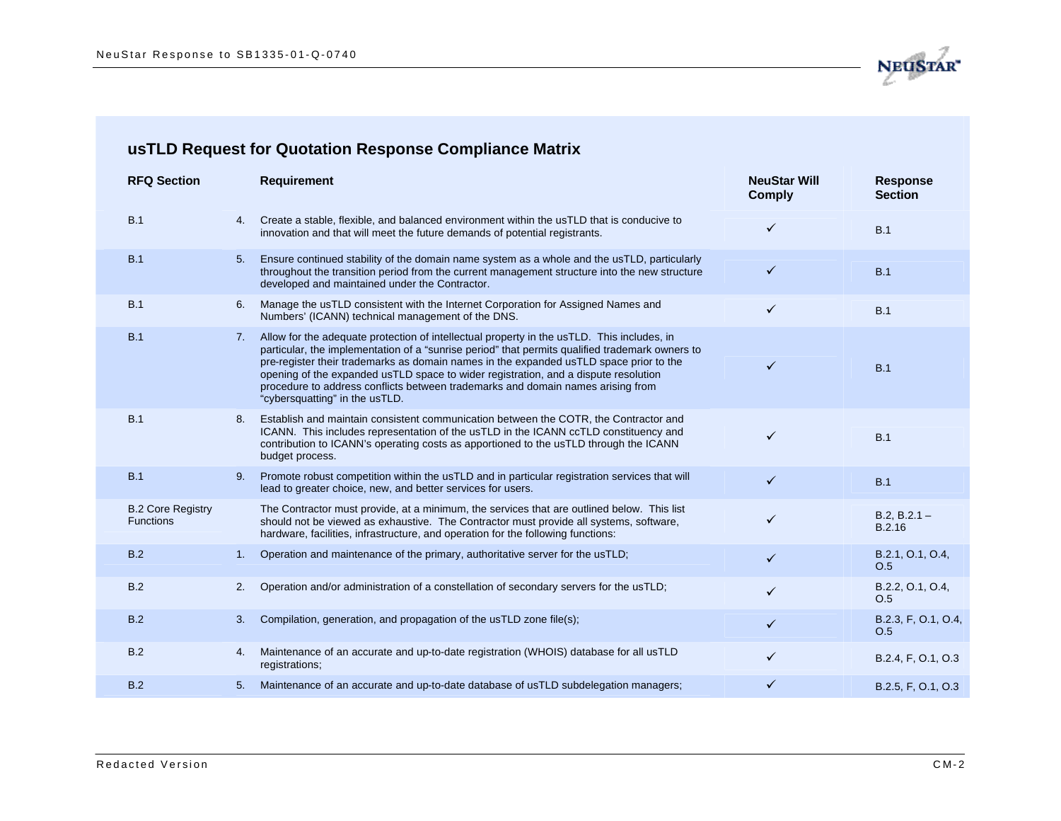## usTLD Request for Quotation Response Compliance Matrix

| RFQ Section | | Requirement | NeuStar Will Comply | Response Section |
|---|---|---|---|---|
| B.1 | 4. | Create a stable, flexible, and balanced environment within the usTLD that is conducive to innovation and that will meet the future demands of potential registrants. | ✓ | B.1 |
| B.1 | 5. | Ensure continued stability of the domain name system as a whole and the usTLD, particularly throughout the transition period from the current management structure into the new structure developed and maintained under the Contractor. | ✓ | B.1 |
| B.1 | 6. | Manage the usTLD consistent with the Internet Corporation for Assigned Names and Numbers' (ICANN) technical management of the DNS. | ✓ | B.1 |
| B.1 | 7. | Allow for the adequate protection of intellectual property in the usTLD. This includes, in particular, the implementation of a "sunrise period" that permits qualified trademark owners to pre-register their trademarks as domain names in the expanded usTLD space prior to the opening of the expanded usTLD space to wider registration, and a dispute resolution procedure to address conflicts between trademarks and domain names arising from "cybersquatting" in the usTLD. | ✓ | B.1 |
| B.1 | 8. | Establish and maintain consistent communication between the COTR, the Contractor and ICANN. This includes representation of the usTLD in the ICANN ccTLD constituency and contribution to ICANN's operating costs as apportioned to the usTLD through the ICANN budget process. | ✓ | B.1 |
| B.1 | 9. | Promote robust competition within the usTLD and in particular registration services that will lead to greater choice, new, and better services for users. | ✓ | B.1 |
| B.2 Core Registry Functions | | The Contractor must provide, at a minimum, the services that are outlined below. This list should not be viewed as exhaustive. The Contractor must provide all systems, software, hardware, facilities, infrastructure, and operation for the following functions: | ✓ | B.2, B.2.1 – B.2.16 |
| B.2 | 1. | Operation and maintenance of the primary, authoritative server for the usTLD; | ✓ | B.2.1, O.1, O.4, O.5 |
| B.2 | 2. | Operation and/or administration of a constellation of secondary servers for the usTLD; | ✓ | B.2.2, O.1, O.4, O.5 |
| B.2 | 3. | Compilation, generation, and propagation of the usTLD zone file(s); | ✓ | B.2.3, F, O.1, O.4, O.5 |
| B.2 | 4. | Maintenance of an accurate and up-to-date registration (WHOIS) database for all usTLD registrations; | ✓ | B.2.4, F, O.1, O.3 |
| B.2 | 5. | Maintenance of an accurate and up-to-date database of usTLD subdelegation managers; | ✓ | B.2.5, F, O.1, O.3 |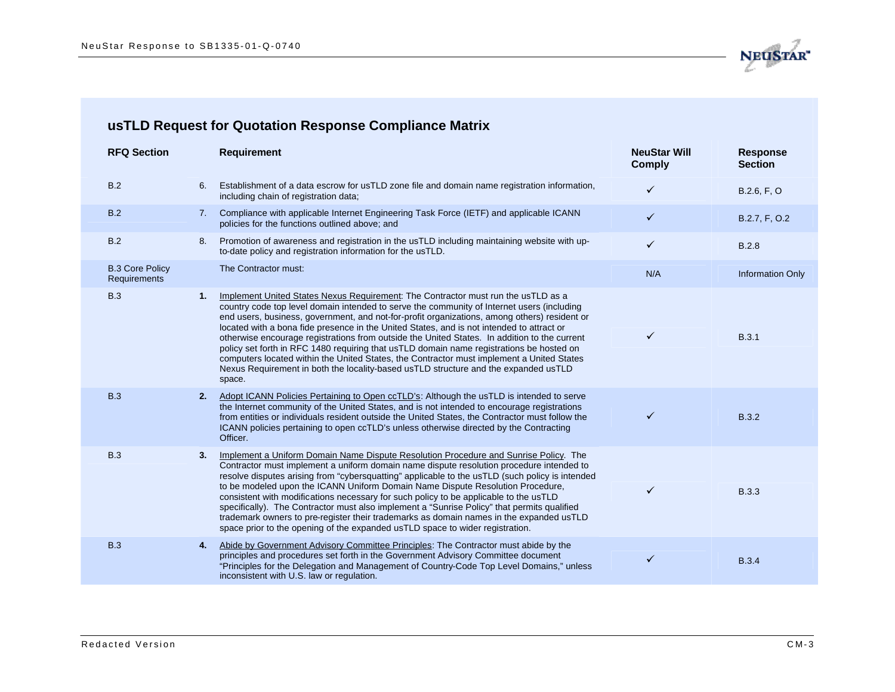## usTLD Request for Quotation Response Compliance Matrix

| RFQ Section | | Requirement | NeuStar Will Comply | Response Section |
|---|---|---|---|---|
| B.2 | 6. | Establishment of a data escrow for usTLD zone file and domain name registration information, including chain of registration data; | ✓ | B.2.6, F, O |
| B.2 | 7. | Compliance with applicable Internet Engineering Task Force (IETF) and applicable ICANN policies for the functions outlined above; and | ✓ | B.2.7, F, O.2 |
| B.2 | 8. | Promotion of awareness and registration in the usTLD including maintaining website with up-to-date policy and registration information for the usTLD. | ✓ | B.2.8 |
| B.3 Core Policy Requirements | | The Contractor must: | N/A | Information Only |
| B.3 | **1.** | Implement United States Nexus Requirement: The Contractor must run the usTLD as a country code top level domain intended to serve the community of Internet users (including end users, business, government, and not-for-profit organizations, among others) resident or located with a bona fide presence in the United States, and is not intended to attract or otherwise encourage registrations from outside the United States. In addition to the current policy set forth in RFC 1480 requiring that usTLD domain name registrations be hosted on computers located within the United States, the Contractor must implement a United States Nexus Requirement in both the locality-based usTLD structure and the expanded usTLD space. | ✓ | B.3.1 |
| B.3 | **2.** | Adopt ICANN Policies Pertaining to Open ccTLD's: Although the usTLD is intended to serve the Internet community of the United States, and is not intended to encourage registrations from entities or individuals resident outside the United States, the Contractor must follow the ICANN policies pertaining to open ccTLD's unless otherwise directed by the Contracting Officer. | ✓ | B.3.2 |
| B.3 | **3.** | Implement a Uniform Domain Name Dispute Resolution Procedure and Sunrise Policy. The Contractor must implement a uniform domain name dispute resolution procedure intended to resolve disputes arising from "cybersquatting" applicable to the usTLD (such policy is intended to be modeled upon the ICANN Uniform Domain Name Dispute Resolution Procedure, consistent with modifications necessary for such policy to be applicable to the usTLD specifically). The Contractor must also implement a "Sunrise Policy" that permits qualified trademark owners to pre-register their trademarks as domain names in the expanded usTLD space prior to the opening of the expanded usTLD space to wider registration. | ✓ | B.3.3 |
| B.3 | **4.** | Abide by Government Advisory Committee Principles: The Contractor must abide by the principles and procedures set forth in the Government Advisory Committee document "Principles for the Delegation and Management of Country-Code Top Level Domains," unless inconsistent with U.S. law or regulation. | ✓ | B.3.4 |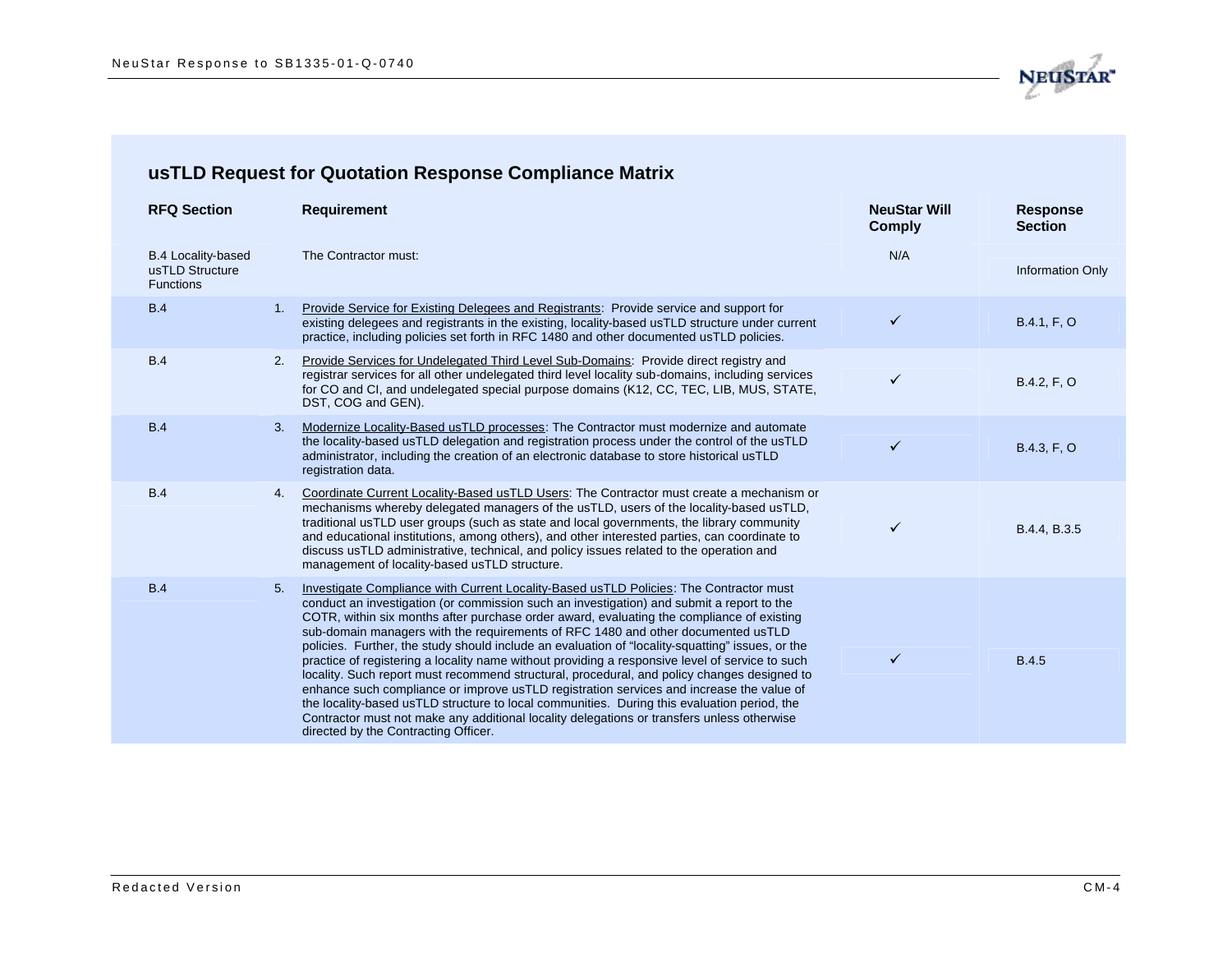## usTLD Request for Quotation Response Compliance Matrix

| RFQ Section | | Requirement | NeuStar Will Comply | Response Section |
|---|---|---|---|---|
| B.4 Locality-based usTLD Structure Functions | | The Contractor must: | N/A | Information Only |
| B.4 | 1. | Provide Service for Existing Delegees and Registrants: Provide service and support for existing delegees and registrants in the existing, locality-based usTLD structure under current practice, including policies set forth in RFC 1480 and other documented usTLD policies. | ✓ | B.4.1, F, O |
| B.4 | 2. | Provide Services for Undelegated Third Level Sub-Domains: Provide direct registry and registrar services for all other undelegated third level locality sub-domains, including services for CO and CI, and undelegated special purpose domains (K12, CC, TEC, LIB, MUS, STATE, DST, COG and GEN). | ✓ | B.4.2, F, O |
| B.4 | 3. | Modernize Locality-Based usTLD processes: The Contractor must modernize and automate the locality-based usTLD delegation and registration process under the control of the usTLD administrator, including the creation of an electronic database to store historical usTLD registration data. | ✓ | B.4.3, F, O |
| B.4 | 4. | Coordinate Current Locality-Based usTLD Users: The Contractor must create a mechanism or mechanisms whereby delegated managers of the usTLD, users of the locality-based usTLD, traditional usTLD user groups (such as state and local governments, the library community and educational institutions, among others), and other interested parties, can coordinate to discuss usTLD administrative, technical, and policy issues related to the operation and management of locality-based usTLD structure. | ✓ | B.4.4, B.3.5 |
| B.4 | 5. | Investigate Compliance with Current Locality-Based usTLD Policies: The Contractor must conduct an investigation (or commission such an investigation) and submit a report to the COTR, within six months after purchase order award, evaluating the compliance of existing sub-domain managers with the requirements of RFC 1480 and other documented usTLD policies. Further, the study should include an evaluation of "locality-squatting" issues, or the practice of registering a locality name without providing a responsive level of service to such locality. Such report must recommend structural, procedural, and policy changes designed to enhance such compliance or improve usTLD registration services and increase the value of the locality-based usTLD structure to local communities. During this evaluation period, the Contractor must not make any additional locality delegations or transfers unless otherwise directed by the Contracting Officer. | ✓ | B.4.5 |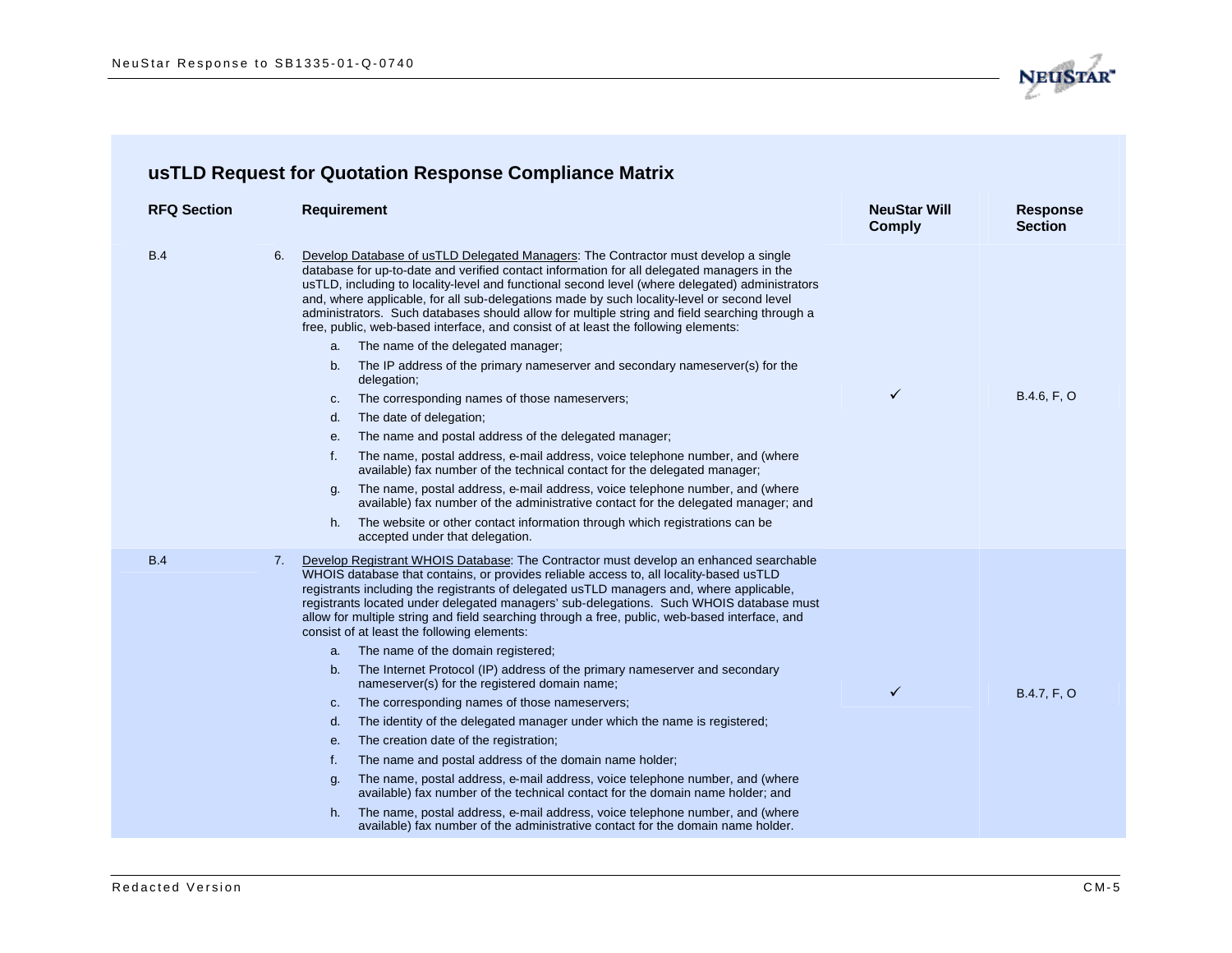## usTLD Request for Quotation Response Compliance Matrix

| RFQ Section | Requirement | NeuStar Will Comply | Response Section |
|---|---|---|---|
| B.4 | 6. Develop Database of usTLD Delegated Managers: The Contractor must develop a single database for up-to-date and verified contact information for all delegated managers in the usTLD, including to locality-level and functional second level (where delegated) administrators and, where applicable, for all sub-delegations made by such locality-level or second level administrators. Such databases should allow for multiple string and field searching through a free, public, web-based interface, and consist of at least the following elements:<br>a. The name of the delegated manager;<br>b. The IP address of the primary nameserver and secondary nameserver(s) for the delegation;<br>c. The corresponding names of those nameservers;<br>d. The date of delegation;<br>e. The name and postal address of the delegated manager;<br>f. The name, postal address, e-mail address, voice telephone number, and (where available) fax number of the technical contact for the delegated manager;<br>g. The name, postal address, e-mail address, voice telephone number, and (where available) fax number of the administrative contact for the delegated manager; and<br>h. The website or other contact information through which registrations can be accepted under that delegation. | ✓ | B.4.6, F, O |
| B.4 | 7. Develop Registrant WHOIS Database: The Contractor must develop an enhanced searchable WHOIS database that contains, or provides reliable access to, all locality-based usTLD registrants including the registrants of delegated usTLD managers and, where applicable, registrants located under delegated managers' sub-delegations. Such WHOIS database must allow for multiple string and field searching through a free, public, web-based interface, and consist of at least the following elements:<br>a. The name of the domain registered;<br>b. The Internet Protocol (IP) address of the primary nameserver and secondary nameserver(s) for the registered domain name;<br>c. The corresponding names of those nameservers;<br>d. The identity of the delegated manager under which the name is registered;<br>e. The creation date of the registration;<br>f. The name and postal address of the domain name holder;<br>g. The name, postal address, e-mail address, voice telephone number, and (where available) fax number of the technical contact for the domain name holder; and<br>h. The name, postal address, e-mail address, voice telephone number, and (where available) fax number of the administrative contact for the domain name holder. | ✓ | B.4.7, F, O |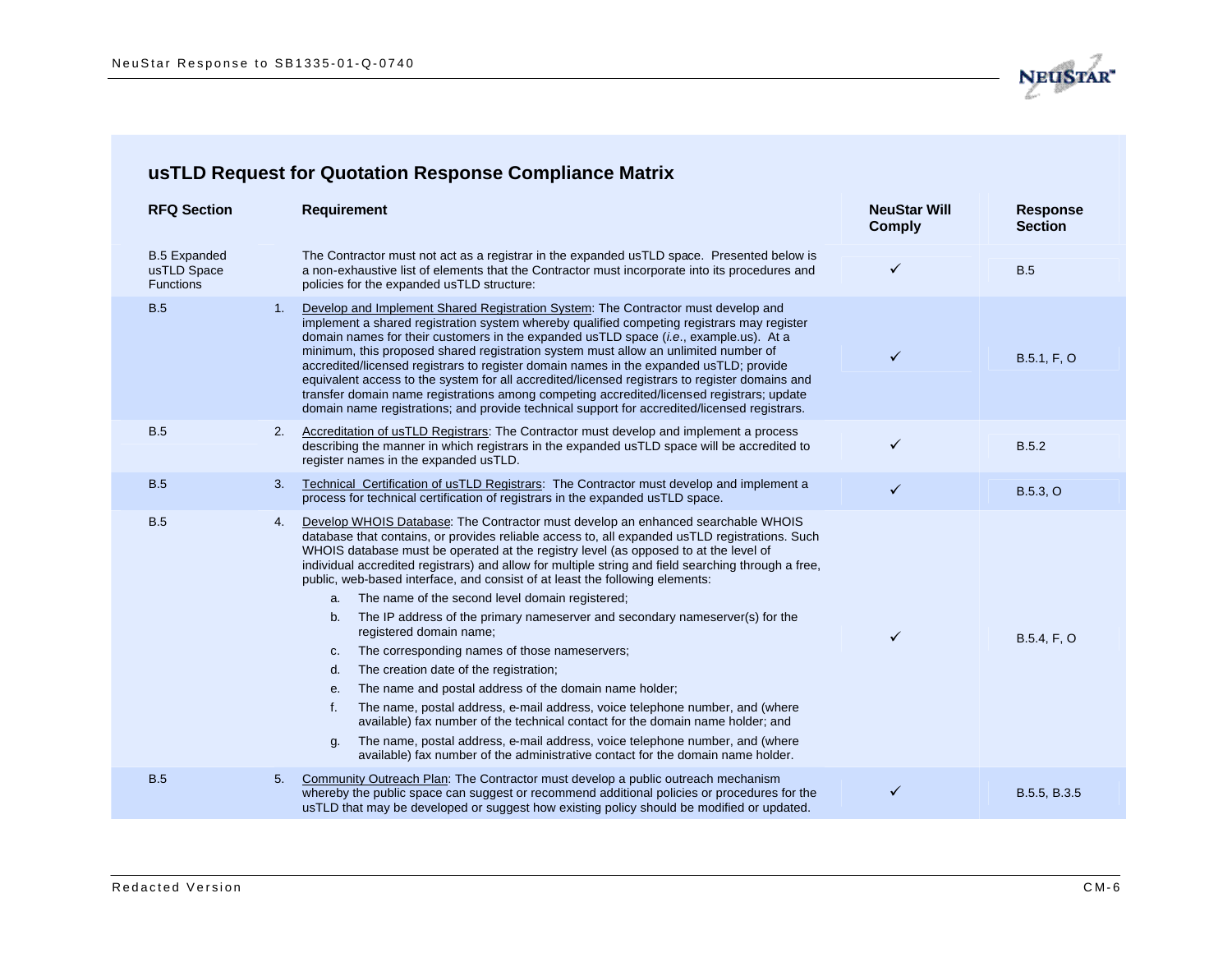## usTLD Request for Quotation Response Compliance Matrix

| RFQ Section | | Requirement | NeuStar Will Comply | Response Section |
|---|---|---|---|---|
| B.5 Expanded usTLD Space Functions | | The Contractor must not act as a registrar in the expanded usTLD space. Presented below is a non-exhaustive list of elements that the Contractor must incorporate into its procedures and policies for the expanded usTLD structure: | ✓ | B.5 |
| B.5 | 1. | <u>Develop and Implement Shared Registration System</u>: The Contractor must develop and implement a shared registration system whereby qualified competing registrars may register domain names for their customers in the expanded usTLD space (*i.e.*, example.us). At a minimum, this proposed shared registration system must allow an unlimited number of accredited/licensed registrars to register domain names in the expanded usTLD; provide equivalent access to the system for all accredited/licensed registrars to register domains and transfer domain name registrations among competing accredited/licensed registrars; update domain name registrations; and provide technical support for accredited/licensed registrars. | ✓ | B.5.1, F, O |
| B.5 | 2. | <u>Accreditation of usTLD Registrars</u>: The Contractor must develop and implement a process describing the manner in which registrars in the expanded usTLD space will be accredited to register names in the expanded usTLD. | ✓ | B.5.2 |
| B.5 | 3. | <u>Technical Certification of usTLD Registrars</u>: The Contractor must develop and implement a process for technical certification of registrars in the expanded usTLD space. | ✓ | B.5.3, O |
| B.5 | 4. | <u>Develop WHOIS Database</u>: The Contractor must develop an enhanced searchable WHOIS database that contains, or provides reliable access to, all expanded usTLD registrations. Such WHOIS database must be operated at the registry level (as opposed to at the level of individual accredited registrars) and allow for multiple string and field searching through a free, public, web-based interface, and consist of at least the following elements:<br>a. The name of the second level domain registered;<br>b. The IP address of the primary nameserver and secondary nameserver(s) for the registered domain name;<br>c. The corresponding names of those nameservers;<br>d. The creation date of the registration;<br>e. The name and postal address of the domain name holder;<br>f. The name, postal address, e-mail address, voice telephone number, and (where available) fax number of the technical contact for the domain name holder; and<br>g. The name, postal address, e-mail address, voice telephone number, and (where available) fax number of the administrative contact for the domain name holder. | ✓ | B.5.4, F, O |
| B.5 | 5. | <u>Community Outreach Plan</u>: The Contractor must develop a public outreach mechanism whereby the public space can suggest or recommend additional policies or procedures for the usTLD that may be developed or suggest how existing policy should be modified or updated. | ✓ | B.5.5, B.3.5 |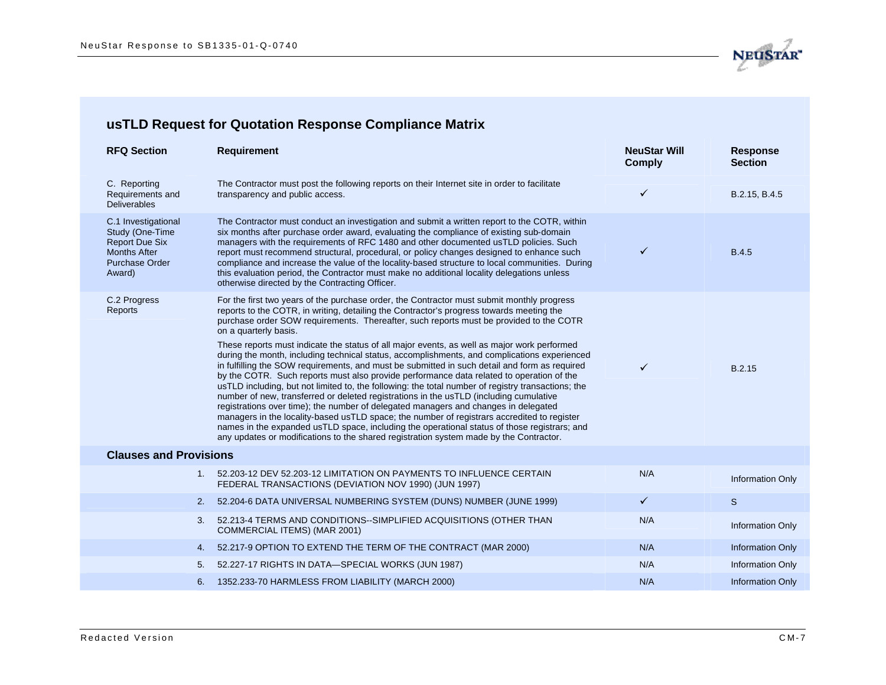## usTLD Request for Quotation Response Compliance Matrix

| RFQ Section | Requirement | NeuStar Will Comply | Response Section |
|---|---|---|---|
| C. Reporting Requirements and Deliverables | The Contractor must post the following reports on their Internet site in order to facilitate transparency and public access. | ✓ | B.2.15, B.4.5 |
| C.1 Investigational Study (One-Time Report Due Six Months After Purchase Order Award) | The Contractor must conduct an investigation and submit a written report to the COTR, within six months after purchase order award, evaluating the compliance of existing sub-domain managers with the requirements of RFC 1480 and other documented usTLD policies. Such report must recommend structural, procedural, or policy changes designed to enhance such compliance and increase the value of the locality-based structure to local communities. During this evaluation period, the Contractor must make no additional locality delegations unless otherwise directed by the Contracting Officer. | ✓ | B.4.5 |
| C.2 Progress Reports | For the first two years of the purchase order, the Contractor must submit monthly progress reports to the COTR, in writing, detailing the Contractor's progress towards meeting the purchase order SOW requirements. Thereafter, such reports must be provided to the COTR on a quarterly basis.<br><br>These reports must indicate the status of all major events, as well as major work performed during the month, including technical status, accomplishments, and complications experienced in fulfilling the SOW requirements, and must be submitted in such detail and form as required by the COTR. Such reports must also provide performance data related to operation of the usTLD including, but not limited to, the following: the total number of registry transactions; the number of new, transferred or deleted registrations in the usTLD (including cumulative registrations over time); the number of delegated managers and changes in delegated managers in the locality-based usTLD space; the number of registrars accredited to register names in the expanded usTLD space, including the operational status of those registrars; and any updates or modifications to the shared registration system made by the Contractor. | ✓ | B.2.15 |
| **Clauses and Provisions** | | | |
| 1. | 52.203-12 DEV 52.203-12 LIMITATION ON PAYMENTS TO INFLUENCE CERTAIN FEDERAL TRANSACTIONS (DEVIATION NOV 1990) (JUN 1997) | N/A | Information Only |
| 2. | 52.204-6 DATA UNIVERSAL NUMBERING SYSTEM (DUNS) NUMBER (JUNE 1999) | ✓ | S |
| 3. | 52.213-4 TERMS AND CONDITIONS--SIMPLIFIED ACQUISITIONS (OTHER THAN COMMERCIAL ITEMS) (MAR 2001) | N/A | Information Only |
| 4. | 52.217-9 OPTION TO EXTEND THE TERM OF THE CONTRACT (MAR 2000) | N/A | Information Only |
| 5. | 52.227-17 RIGHTS IN DATA—SPECIAL WORKS (JUN 1987) | N/A | Information Only |
| 6. | 1352.233-70 HARMLESS FROM LIABILITY (MARCH 2000) | N/A | Information Only |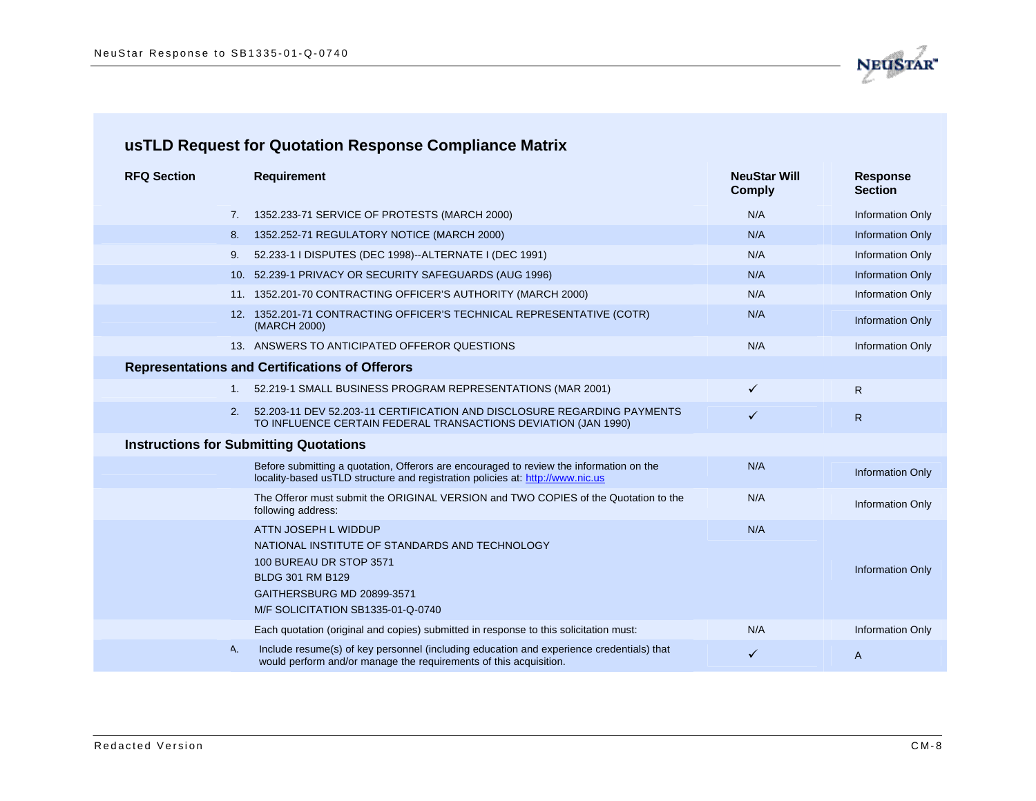## usTLD Request for Quotation Response Compliance Matrix

| RFQ Section | Requirement | NeuStar Will Comply | Response Section |
|---|---|---|---|
| 7. | 1352.233-71 SERVICE OF PROTESTS (MARCH 2000) | N/A | Information Only |
| 8. | 1352.252-71 REGULATORY NOTICE (MARCH 2000) | N/A | Information Only |
| 9. | 52.233-1 I DISPUTES (DEC 1998)--ALTERNATE I (DEC 1991) | N/A | Information Only |
| 10. | 52.239-1 PRIVACY OR SECURITY SAFEGUARDS (AUG 1996) | N/A | Information Only |
| 11. | 1352.201-70 CONTRACTING OFFICER'S AUTHORITY (MARCH 2000) | N/A | Information Only |
| 12. | 1352.201-71 CONTRACTING OFFICER'S TECHNICAL REPRESENTATIVE (COTR) (MARCH 2000) | N/A | Information Only |
| 13. | ANSWERS TO ANTICIPATED OFFEROR QUESTIONS | N/A | Information Only |
| **Representations and Certifications of Offerors** | | | |
| 1. | 52.219-1 SMALL BUSINESS PROGRAM REPRESENTATIONS (MAR 2001) | ✓ | R |
| 2. | 52.203-11 DEV 52.203-11 CERTIFICATION AND DISCLOSURE REGARDING PAYMENTS TO INFLUENCE CERTAIN FEDERAL TRANSACTIONS DEVIATION (JAN 1990) | ✓ | R |
| **Instructions for Submitting Quotations** | | | |
| | Before submitting a quotation, Offerors are encouraged to review the information on the locality-based usTLD structure and registration policies at: http://www.nic.us | N/A | Information Only |
| | The Offeror must submit the ORIGINAL VERSION and TWO COPIES of the Quotation to the following address: | N/A | Information Only |
| | ATTN JOSEPH L WIDDUP<br>NATIONAL INSTITUTE OF STANDARDS AND TECHNOLOGY<br>100 BUREAU DR STOP 3571<br>BLDG 301 RM B129<br>GAITHERSBURG MD 20899-3571<br>M/F SOLICITATION SB1335-01-Q-0740 | N/A | Information Only |
| | Each quotation (original and copies) submitted in response to this solicitation must: | N/A | Information Only |
| A. | Include resume(s) of key personnel (including education and experience credentials) that would perform and/or manage the requirements of this acquisition. | ✓ | A |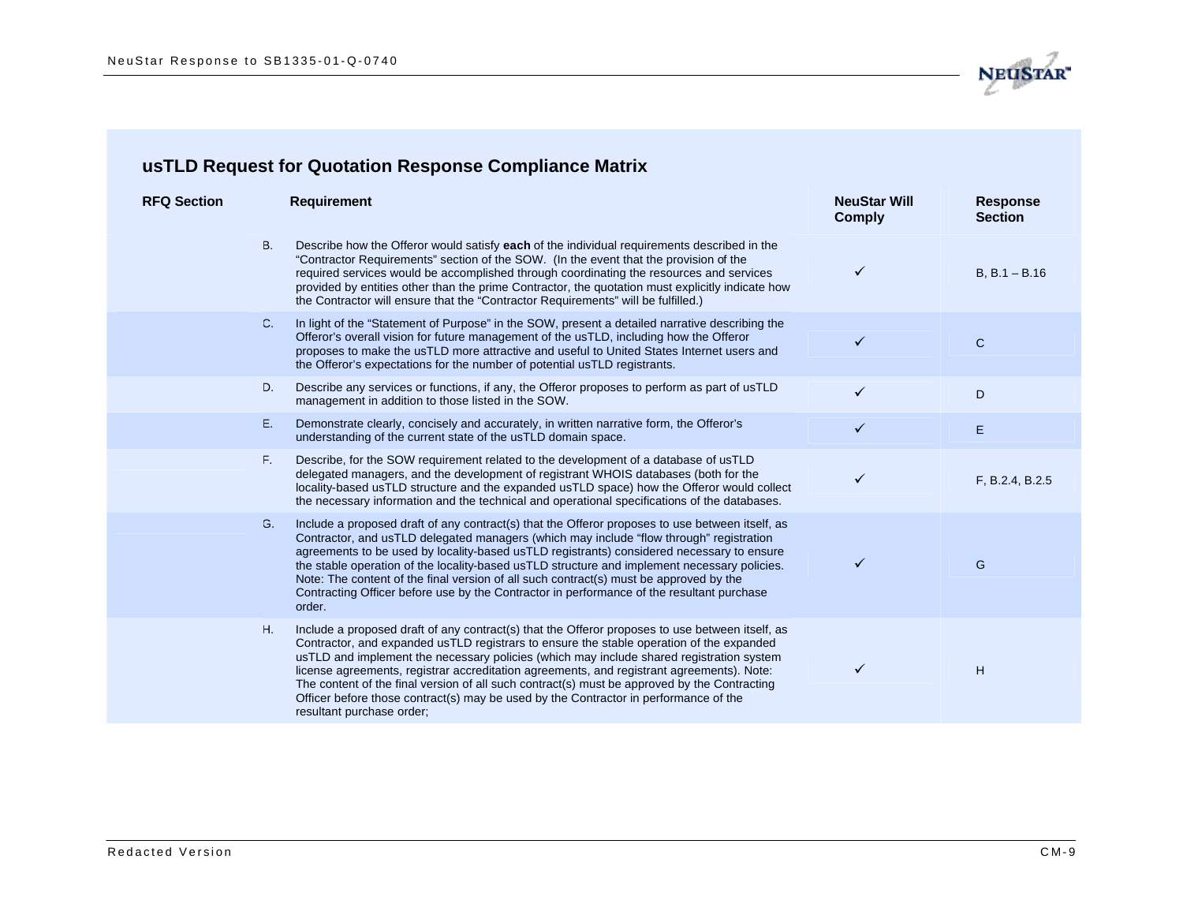## usTLD Request for Quotation Response Compliance Matrix

| RFQ Section | Requirement | NeuStar Will Comply | Response Section |
|---|---|---|---|
| B. | Describe how the Offeror would satisfy **each** of the individual requirements described in the "Contractor Requirements" section of the SOW. (In the event that the provision of the required services would be accomplished through coordinating the resources and services provided by entities other than the prime Contractor, the quotation must explicitly indicate how the Contractor will ensure that the "Contractor Requirements" will be fulfilled.) | ✓ | B, B.1 – B.16 |
| C. | In light of the "Statement of Purpose" in the SOW, present a detailed narrative describing the Offeror's overall vision for future management of the usTLD, including how the Offeror proposes to make the usTLD more attractive and useful to United States Internet users and the Offeror's expectations for the number of potential usTLD registrants. | ✓ | C |
| D. | Describe any services or functions, if any, the Offeror proposes to perform as part of usTLD management in addition to those listed in the SOW. | ✓ | D |
| E. | Demonstrate clearly, concisely and accurately, in written narrative form, the Offeror's understanding of the current state of the usTLD domain space. | ✓ | E |
| F. | Describe, for the SOW requirement related to the development of a database of usTLD delegated managers, and the development of registrant WHOIS databases (both for the locality-based usTLD structure and the expanded usTLD space) how the Offeror would collect the necessary information and the technical and operational specifications of the databases. | ✓ | F, B.2.4, B.2.5 |
| G. | Include a proposed draft of any contract(s) that the Offeror proposes to use between itself, as Contractor, and usTLD delegated managers (which may include "flow through" registration agreements to be used by locality-based usTLD registrants) considered necessary to ensure the stable operation of the locality-based usTLD structure and implement necessary policies. Note: The content of the final version of all such contract(s) must be approved by the Contracting Officer before use by the Contractor in performance of the resultant purchase order. | ✓ | G |
| H. | Include a proposed draft of any contract(s) that the Offeror proposes to use between itself, as Contractor, and expanded usTLD registrars to ensure the stable operation of the expanded usTLD and implement the necessary policies (which may include shared registration system license agreements, registrar accreditation agreements, and registrant agreements). Note: The content of the final version of all such contract(s) must be approved by the Contracting Officer before those contract(s) may be used by the Contractor in performance of the resultant purchase order; | ✓ | H |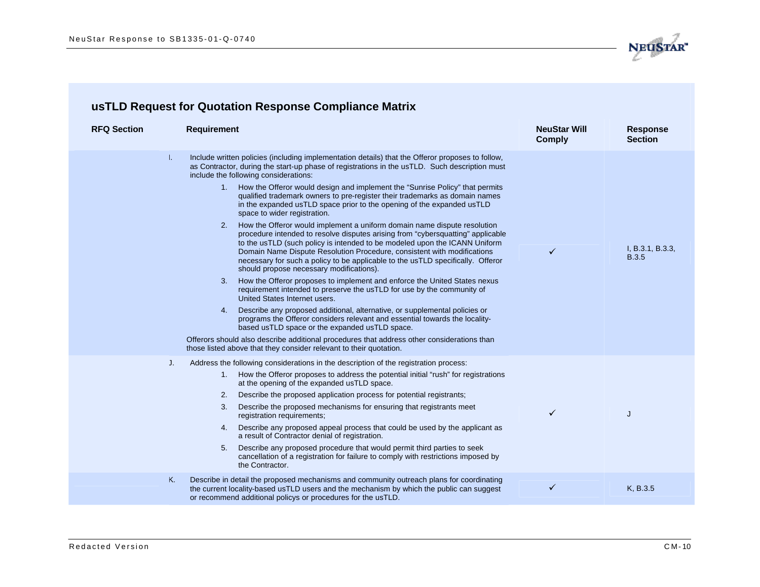## usTLD Request for Quotation Response Compliance Matrix

| RFQ Section | Requirement | NeuStar Will Comply | Response Section |
|---|---|---|---|
| I. | Include written policies (including implementation details) that the Offeror proposes to follow, as Contractor, during the start-up phase of registrations in the usTLD. Such description must include the following considerations:<br>1. How the Offeror would design and implement the "Sunrise Policy" that permits qualified trademark owners to pre-register their trademarks as domain names in the expanded usTLD space prior to the opening of the expanded usTLD space to wider registration.<br>2. How the Offeror would implement a uniform domain name dispute resolution procedure intended to resolve disputes arising from "cybersquatting" applicable to the usTLD (such policy is intended to be modeled upon the ICANN Uniform Domain Name Dispute Resolution Procedure, consistent with modifications necessary for such a policy to be applicable to the usTLD specifically. Offeror should propose necessary modifications).<br>3. How the Offeror proposes to implement and enforce the United States nexus requirement intended to preserve the usTLD for use by the community of United States Internet users.<br>4. Describe any proposed additional, alternative, or supplemental policies or programs the Offeror considers relevant and essential towards the locality-based usTLD space or the expanded usTLD space.<br>Offerors should also describe additional procedures that address other considerations than those listed above that they consider relevant to their quotation. | ✓ | I, B.3.1, B.3.3, B.3.5 |
| J. | Address the following considerations in the description of the registration process:<br>1. How the Offeror proposes to address the potential initial "rush" for registrations at the opening of the expanded usTLD space.<br>2. Describe the proposed application process for potential registrants;<br>3. Describe the proposed mechanisms for ensuring that registrants meet registration requirements;<br>4. Describe any proposed appeal process that could be used by the applicant as a result of Contractor denial of registration.<br>5. Describe any proposed procedure that would permit third parties to seek cancellation of a registration for failure to comply with restrictions imposed by the Contractor. | ✓ | J |
| K. | Describe in detail the proposed mechanisms and community outreach plans for coordinating the current locality-based usTLD users and the mechanism by which the public can suggest or recommend additional policycs or procedures for the usTLD. | ✓ | K, B.3.5 |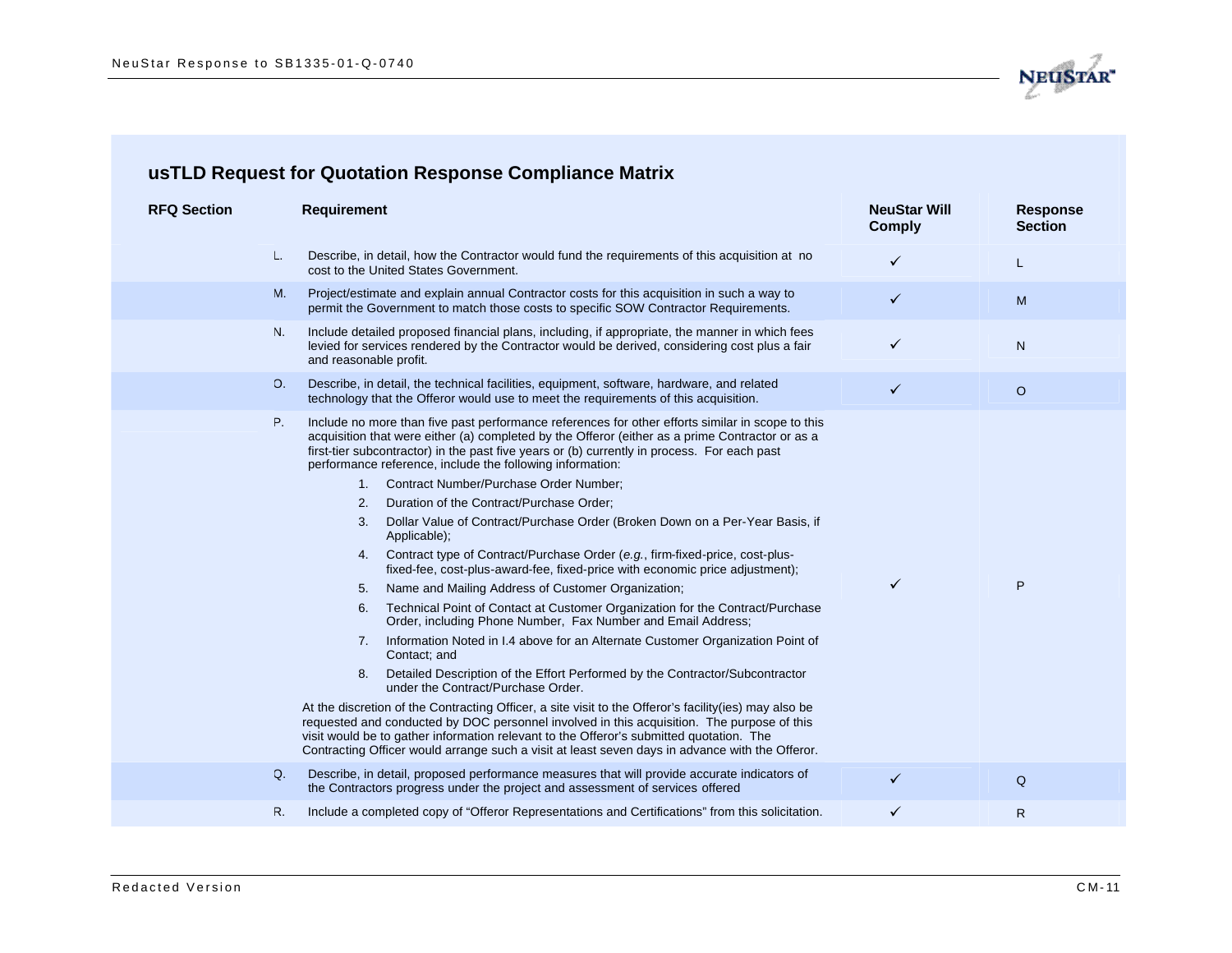## usTLD Request for Quotation Response Compliance Matrix

| RFQ Section | Requirement | NeuStar Will Comply | Response Section |
|---|---|---|---|
| L. | Describe, in detail, how the Contractor would fund the requirements of this acquisition at no cost to the United States Government. | ✓ | L |
| M. | Project/estimate and explain annual Contractor costs for this acquisition in such a way to permit the Government to match those costs to specific SOW Contractor Requirements. | ✓ | M |
| N. | Include detailed proposed financial plans, including, if appropriate, the manner in which fees levied for services rendered by the Contractor would be derived, considering cost plus a fair and reasonable profit. | ✓ | N |
| O. | Describe, in detail, the technical facilities, equipment, software, hardware, and related technology that the Offeror would use to meet the requirements of this acquisition. | ✓ | O |
| P. | Include no more than five past performance references for other efforts similar in scope to this acquisition that were either (a) completed by the Offeror (either as a prime Contractor or as a first-tier subcontractor) in the past five years or (b) currently in process. For each past performance reference, include the following information:<br>1. Contract Number/Purchase Order Number;<br>2. Duration of the Contract/Purchase Order;<br>3. Dollar Value of Contract/Purchase Order (Broken Down on a Per-Year Basis, if Applicable);<br>4. Contract type of Contract/Purchase Order (*e.g.*, firm-fixed-price, cost-plus-fixed-fee, cost-plus-award-fee, fixed-price with economic price adjustment);<br>5. Name and Mailing Address of Customer Organization;<br>6. Technical Point of Contact at Customer Organization for the Contract/Purchase Order, including Phone Number, Fax Number and Email Address;<br>7. Information Noted in I.4 above for an Alternate Customer Organization Point of Contact; and<br>8. Detailed Description of the Effort Performed by the Contractor/Subcontractor under the Contract/Purchase Order.<br>At the discretion of the Contracting Officer, a site visit to the Offeror's facility(ies) may also be requested and conducted by DOC personnel involved in this acquisition. The purpose of this visit would be to gather information relevant to the Offeror's submitted quotation. The Contracting Officer would arrange such a visit at least seven days in advance with the Offeror. | ✓ | P |
| Q. | Describe, in detail, proposed performance measures that will provide accurate indicators of the Contractors progress under the project and assessment of services offered | ✓ | Q |
| R. | Include a completed copy of "Offeror Representations and Certifications" from this solicitation. | ✓ | R |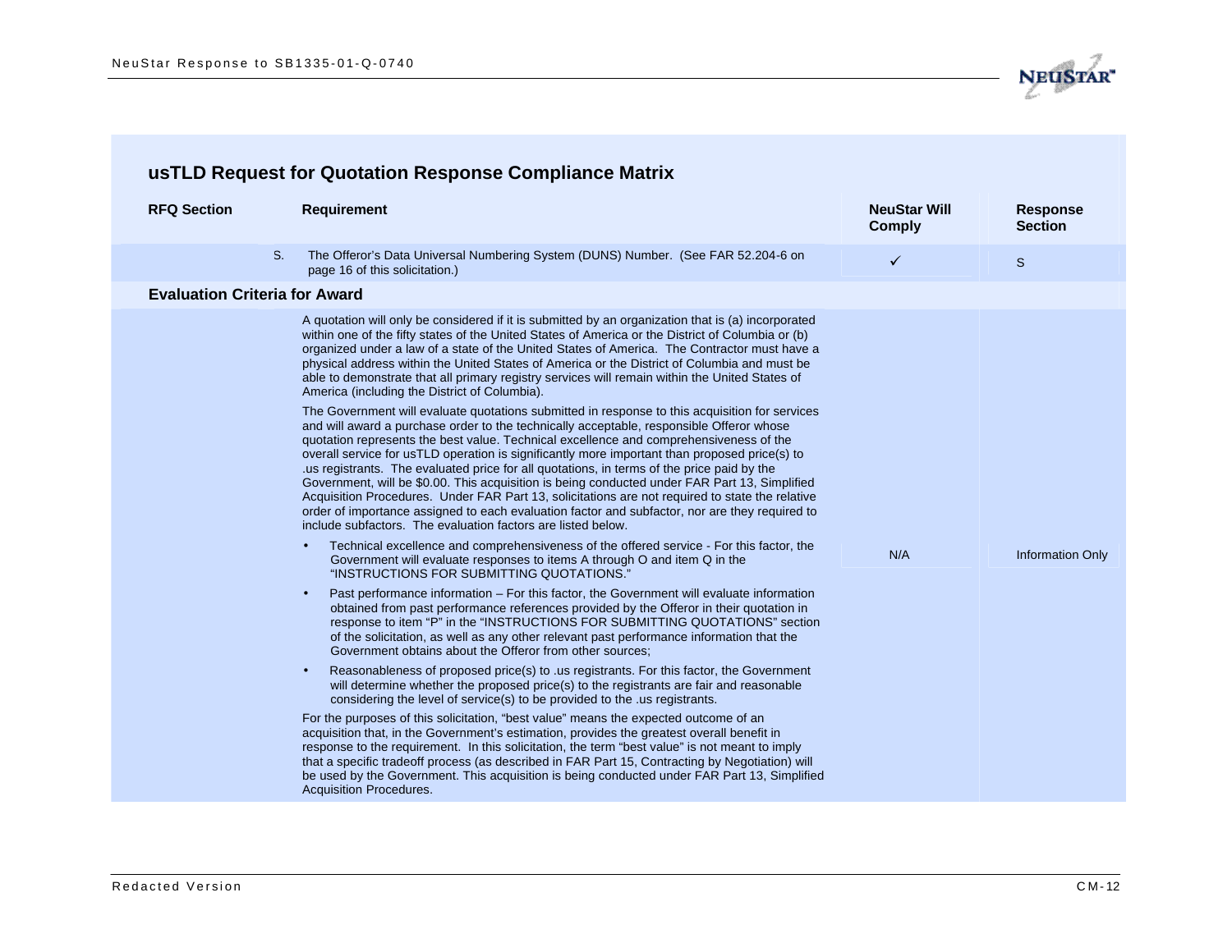## usTLD Request for Quotation Response Compliance Matrix

| RFQ Section | Requirement | NeuStar Will Comply | Response Section |
|---|---|---|---|
| S. | The Offeror's Data Universal Numbering System (DUNS) Number. (See FAR 52.204-6 on page 16 of this solicitation.) | ✓ | S |
| **Evaluation Criteria for Award** | | | |
| | A quotation will only be considered if it is submitted by an organization that is (a) incorporated within one of the fifty states of the United States of America or the District of Columbia or (b) organized under a law of a state of the United States of America. The Contractor must have a physical address within the United States of America or the District of Columbia and must be able to demonstrate that all primary registry services will remain within the United States of America (including the District of Columbia).<br><br>The Government will evaluate quotations submitted in response to this acquisition for services and will award a purchase order to the technically acceptable, responsible Offeror whose quotation represents the best value. Technical excellence and comprehensiveness of the overall service for usTLD operation is significantly more important than proposed price(s) to .us registrants. The evaluated price for all quotations, in terms of the price paid by the Government, will be $0.00. This acquisition is being conducted under FAR Part 13, Simplified Acquisition Procedures. Under FAR Part 13, solicitations are not required to state the relative order of importance assigned to each evaluation factor and subfactor, nor are they required to include subfactors. The evaluation factors are listed below.<br><br>• Technical excellence and comprehensiveness of the offered service - For this factor, the Government will evaluate responses to items A through O and item Q in the "INSTRUCTIONS FOR SUBMITTING QUOTATIONS."<br>• Past performance information – For this factor, the Government will evaluate information obtained from past performance references provided by the Offeror in their quotation in response to item "P" in the "INSTRUCTIONS FOR SUBMITTING QUOTATIONS" section of the solicitation, as well as any other relevant past performance information that the Government obtains about the Offeror from other sources;<br>• Reasonableness of proposed price(s) to .us registrants. For this factor, the Government will determine whether the proposed price(s) to the registrants are fair and reasonable considering the level of service(s) to be provided to the .us registrants.<br><br>For the purposes of this solicitation, "best value" means the expected outcome of an acquisition that, in the Government's estimation, provides the greatest overall benefit in response to the requirement. In this solicitation, the term "best value" is not meant to imply that a specific tradeoff process (as described in FAR Part 15, Contracting by Negotiation) will be used by the Government. This acquisition is being conducted under FAR Part 13, Simplified Acquisition Procedures. | N/A | Information Only |